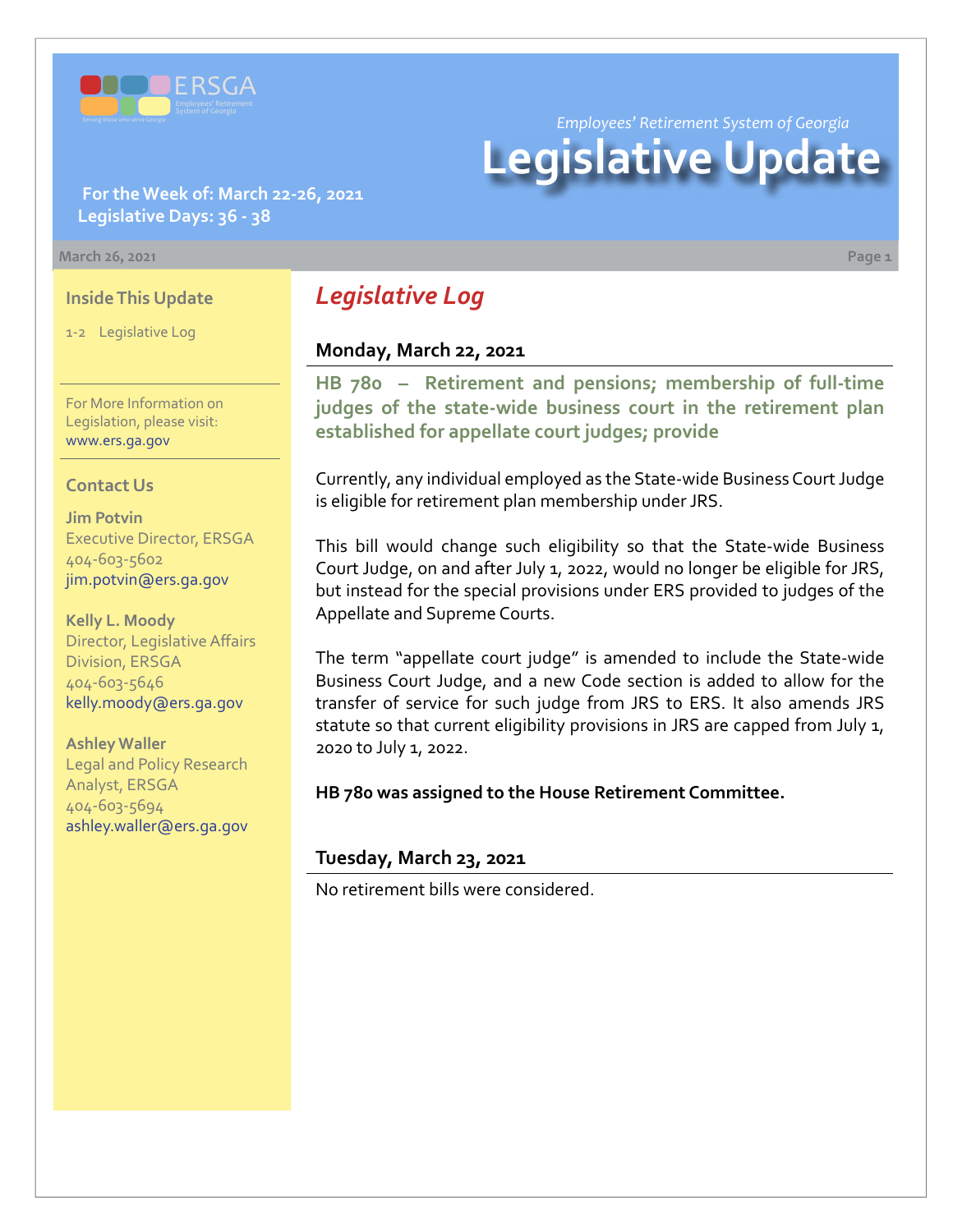ERSGA
Employees' Retirement System of Georgia
Serving those who serve Georgia

*Employees' Retirement System of Georgia*

# Legislative Update

**For the Week of: March 22-26, 2021**
**Legislative Days: 36 - 38**

March 26, 2021

## Inside This Update

1-2 Legislative Log

For More Information on Legislation, please visit: www.ers.ga.gov

## Contact Us

**Jim Potvin**
Executive Director, ERSGA
404-603-5602
jim.potvin@ers.ga.gov

**Kelly L. Moody**
Director, Legislative Affairs Division, ERSGA
404-603-5646
kelly.moody@ers.ga.gov

**Ashley Waller**
Legal and Policy Research Analyst, ERSGA
404-603-5694
ashley.waller@ers.ga.gov

## *Legislative Log*

### Monday, March 22, 2021

**HB 780 – Retirement and pensions; membership of full-time judges of the state-wide business court in the retirement plan established for appellate court judges; provide**

Currently, any individual employed as the State-wide Business Court Judge is eligible for retirement plan membership under JRS.

This bill would change such eligibility so that the State-wide Business Court Judge, on and after July 1, 2022, would no longer be eligible for JRS, but instead for the special provisions under ERS provided to judges of the Appellate and Supreme Courts.

The term "appellate court judge" is amended to include the State-wide Business Court Judge, and a new Code section is added to allow for the transfer of service for such judge from JRS to ERS. It also amends JRS statute so that current eligibility provisions in JRS are capped from July 1, 2020 to July 1, 2022.

**HB 780 was assigned to the House Retirement Committee.**

### Tuesday, March 23, 2021

No retirement bills were considered.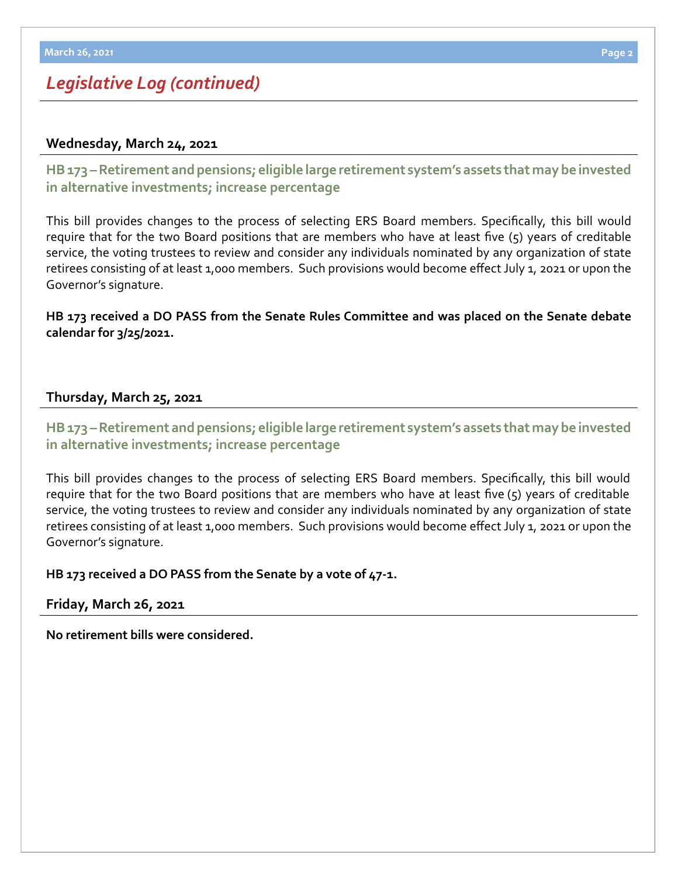# *Legislative Log (continued)*

### Wednesday, March 24, 2021

#### HB 173 – Retirement and pensions; eligible large retirement system's assets that may be invested in alternative investments; increase percentage

This bill provides changes to the process of selecting ERS Board members. Specifically, this bill would require that for the two Board positions that are members who have at least five (5) years of creditable service, the voting trustees to review and consider any individuals nominated by any organization of state retirees consisting of at least 1,000 members. Such provisions would become effect July 1, 2021 or upon the Governor's signature.

**HB 173 received a DO PASS from the Senate Rules Committee and was placed on the Senate debate calendar for 3/25/2021.**

### Thursday, March 25, 2021

#### HB 173 – Retirement and pensions; eligible large retirement system's assets that may be invested in alternative investments; increase percentage

This bill provides changes to the process of selecting ERS Board members. Specifically, this bill would require that for the two Board positions that are members who have at least five (5) years of creditable service, the voting trustees to review and consider any individuals nominated by any organization of state retirees consisting of at least 1,000 members. Such provisions would become effect July 1, 2021 or upon the Governor's signature.

**HB 173 received a DO PASS from the Senate by a vote of 47-1.**

### Friday, March 26, 2021

**No retirement bills were considered.**